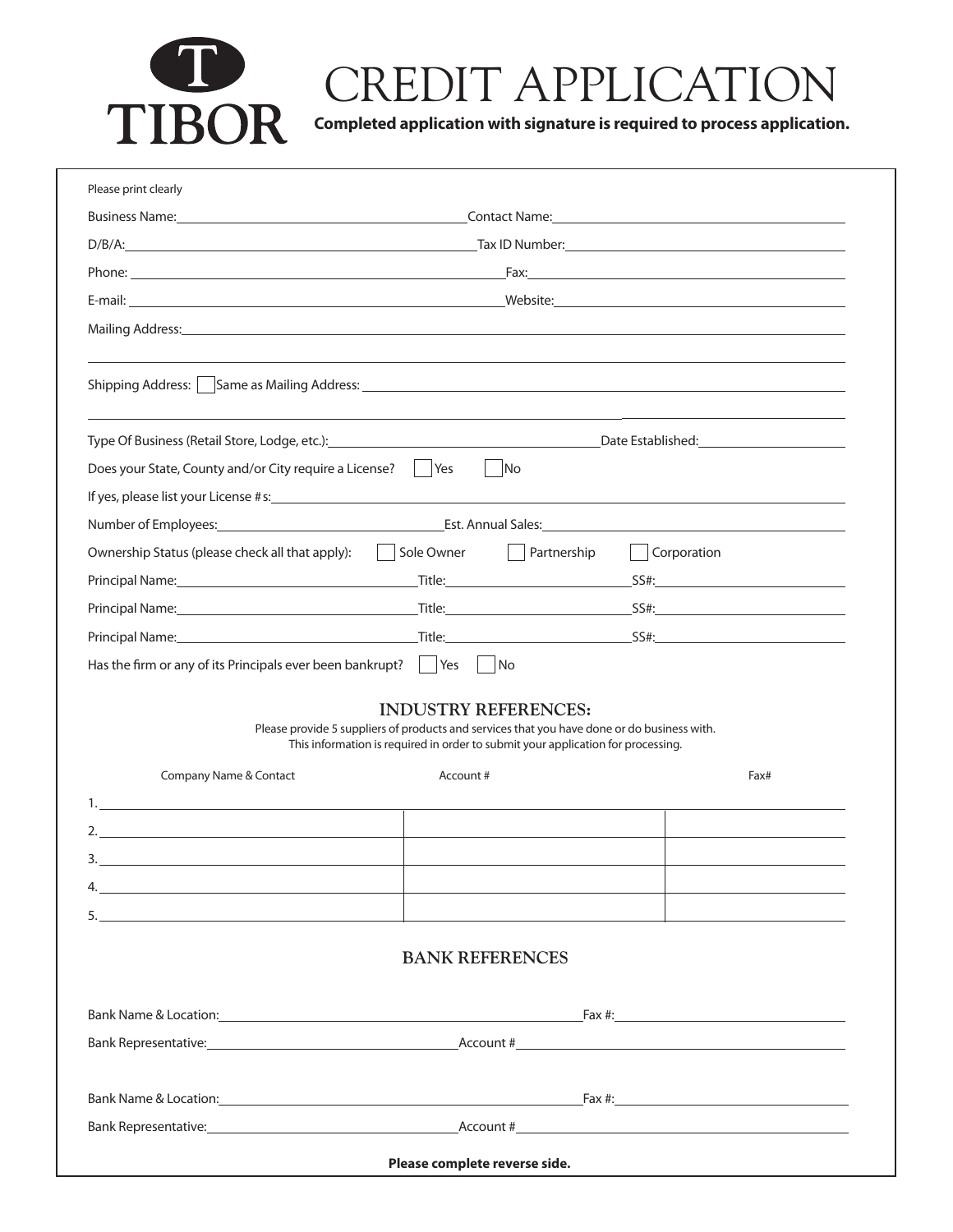# TIBOR

# CREDIT APPLICATION

**Completed application with signature is required to process application.**

Please print clearly

Business Name: ______________________ Contact Name: ______________________

D/B/A: ______________________ Tax ID Number: ______________________

Phone: ______________________ Fax: ______________________

E-mail: ______________________ Website: ______________________

Mailing Address: ______________________________________________

______________________________________________

Shipping Address: ☐ Same as Mailing Address: ______________________________________________

______________________________________________

Type Of Business (Retail Store, Lodge, etc.): ______________________ Date Established: ______________________

Does your State, County and/or City require a License? ☐ Yes ☐ No

If yes, please list your License #s: ______________________________________________

Number of Employees: ______________________ Est. Annual Sales: ______________________

Ownership Status (please check all that apply): ☐ Sole Owner ☐ Partnership ☐ Corporation

Principal Name: ______________ Title: ______________ SS#: ______________

Principal Name: ______________ Title: ______________ SS#: ______________

Principal Name: ______________ Title: ______________ SS#: ______________

Has the firm or any of its Principals ever been bankrupt? ☐ Yes ☐ No

## INDUSTRY REFERENCES:

Please provide 5 suppliers of products and services that you have done or do business with.
This information is required in order to submit your application for processing.

| | Company Name & Contact | Account # | Fax# |
|---|---|---|---|
| 1. | | | |
| 2. | | | |
| 3. | | | |
| 4. | | | |
| 5. | | | |

## BANK REFERENCES

Bank Name & Location: ______________________ Fax #: ______________________

Bank Representative: ______________________ Account # ______________________

Bank Name & Location: ______________________ Fax #: ______________________

Bank Representative: ______________________ Account # ______________________

**Please complete reverse side.**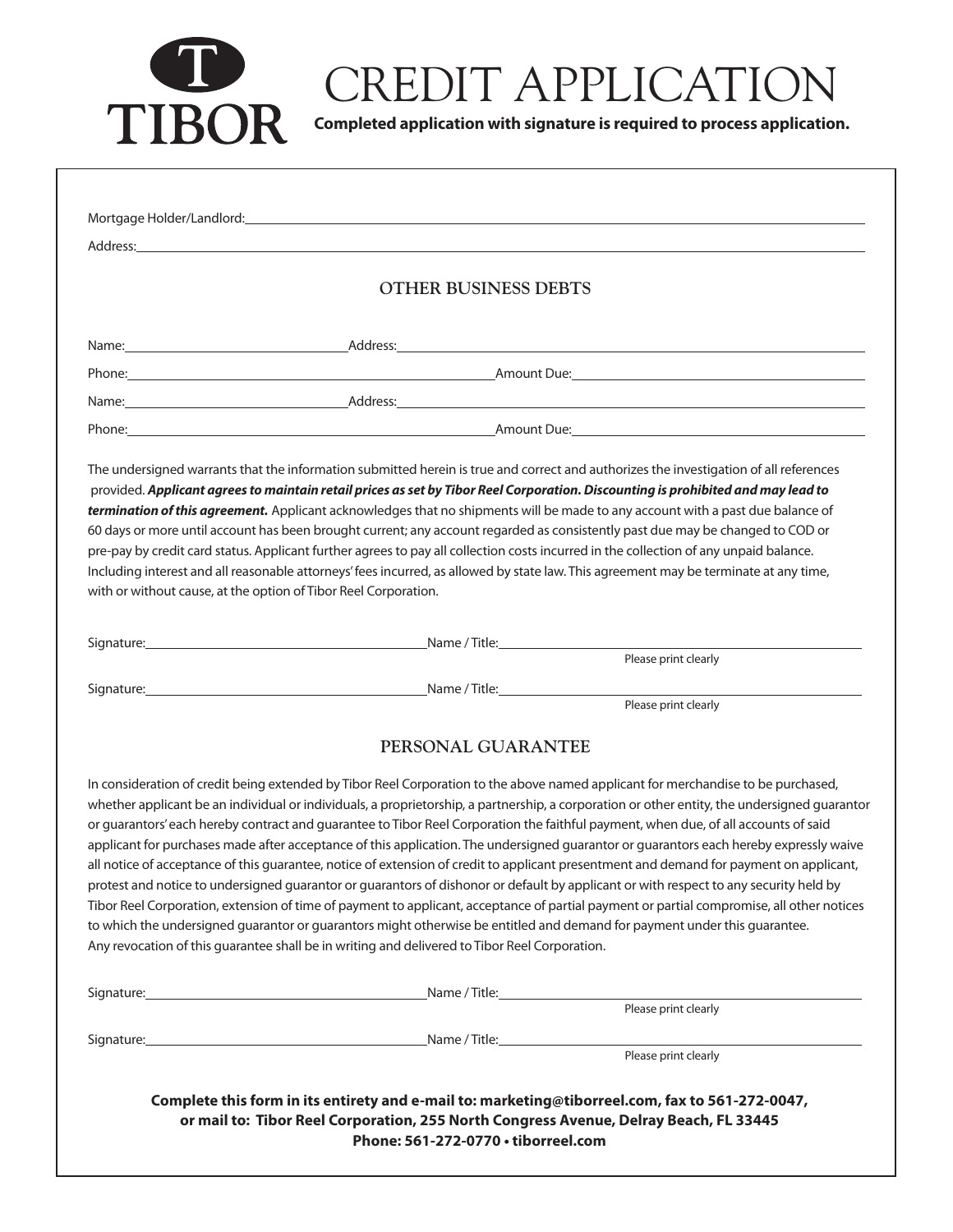# TIBOR

# CREDIT APPLICATION

**Completed application with signature is required to process application.**

Mortgage Holder/Landlord: \_\_\_\_\_\_\_\_\_\_\_\_\_\_\_\_\_\_\_\_\_\_\_\_\_\_\_\_\_\_\_\_\_\_\_\_\_\_\_\_

Address: \_\_\_\_\_\_\_\_\_\_\_\_\_\_\_\_\_\_\_\_\_\_\_\_\_\_\_\_\_\_\_\_\_\_\_\_\_\_\_\_

## OTHER BUSINESS DEBTS

Name: \_\_\_\_\_\_\_\_\_\_\_\_\_\_\_\_\_\_\_\_ Address: \_\_\_\_\_\_\_\_\_\_\_\_\_\_\_\_\_\_\_\_

Phone: \_\_\_\_\_\_\_\_\_\_\_\_\_\_\_\_\_\_\_\_ Amount Due: \_\_\_\_\_\_\_\_\_\_\_\_\_\_\_\_\_\_\_\_

Name: \_\_\_\_\_\_\_\_\_\_\_\_\_\_\_\_\_\_\_\_ Address: \_\_\_\_\_\_\_\_\_\_\_\_\_\_\_\_\_\_\_\_

Phone: \_\_\_\_\_\_\_\_\_\_\_\_\_\_\_\_\_\_\_\_ Amount Due: \_\_\_\_\_\_\_\_\_\_\_\_\_\_\_\_\_\_\_\_

The undersigned warrants that the information submitted herein is true and correct and authorizes the investigation of all references provided. ***Applicant agrees to maintain retail prices as set by Tibor Reel Corporation. Discounting is prohibited and may lead to termination of this agreement.*** Applicant acknowledges that no shipments will be made to any account with a past due balance of 60 days or more until account has been brought current; any account regarded as consistently past due may be changed to COD or pre-pay by credit card status. Applicant further agrees to pay all collection costs incurred in the collection of any unpaid balance. Including interest and all reasonable attorneys' fees incurred, as allowed by state law. This agreement may be terminate at any time, with or without cause, at the option of Tibor Reel Corporation.

Signature: \_\_\_\_\_\_\_\_\_\_\_\_\_\_\_\_\_\_\_\_ Name / Title: \_\_\_\_\_\_\_\_\_\_\_\_\_\_\_\_\_\_\_\_
Please print clearly

Signature: \_\_\_\_\_\_\_\_\_\_\_\_\_\_\_\_\_\_\_\_ Name / Title: \_\_\_\_\_\_\_\_\_\_\_\_\_\_\_\_\_\_\_\_
Please print clearly

## PERSONAL GUARANTEE

In consideration of credit being extended by Tibor Reel Corporation to the above named applicant for merchandise to be purchased, whether applicant be an individual or individuals, a proprietorship, a partnership, a corporation or other entity, the undersigned guarantor or guarantors' each hereby contract and guarantee to Tibor Reel Corporation the faithful payment, when due, of all accounts of said applicant for purchases made after acceptance of this application. The undersigned guarantor or guarantors each hereby expressly waive all notice of acceptance of this guarantee, notice of extension of credit to applicant presentment and demand for payment on applicant, protest and notice to undersigned guarantor or guarantors of dishonor or default by applicant or with respect to any security held by Tibor Reel Corporation, extension of time of payment to applicant, acceptance of partial payment or partial compromise, all other notices to which the undersigned guarantor or guarantors might otherwise be entitled and demand for payment under this guarantee. Any revocation of this guarantee shall be in writing and delivered to Tibor Reel Corporation.

Signature: \_\_\_\_\_\_\_\_\_\_\_\_\_\_\_\_\_\_\_\_ Name / Title: \_\_\_\_\_\_\_\_\_\_\_\_\_\_\_\_\_\_\_\_
Please print clearly

Signature: \_\_\_\_\_\_\_\_\_\_\_\_\_\_\_\_\_\_\_\_ Name / Title: \_\_\_\_\_\_\_\_\_\_\_\_\_\_\_\_\_\_\_\_
Please print clearly

**Complete this form in its entirety and e-mail to: marketing@tiborreel.com, fax to 561-272-0047, or mail to: Tibor Reel Corporation, 255 North Congress Avenue, Delray Beach, FL 33445**
**Phone: 561-272-0770 • tiborreel.com**